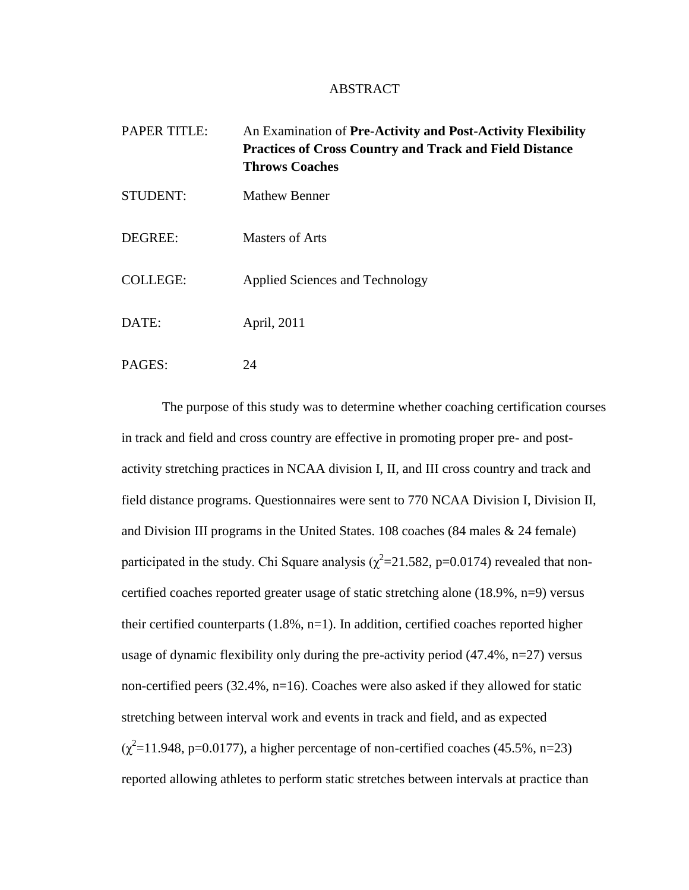# ABSTRACT

| | |
|---|---|
| PAPER TITLE: | An Examination of **Pre-Activity and Post-Activity Flexibility Practices of Cross Country and Track and Field Distance Throws Coaches** |
| STUDENT: | Mathew Benner |
| DEGREE: | Masters of Arts |
| COLLEGE: | Applied Sciences and Technology |
| DATE: | April, 2011 |
| PAGES: | 24 |

The purpose of this study was to determine whether coaching certification courses in track and field and cross country are effective in promoting proper pre- and post-activity stretching practices in NCAA division I, II, and III cross country and track and field distance programs. Questionnaires were sent to 770 NCAA Division I, Division II, and Division III programs in the United States. 108 coaches (84 males & 24 female) participated in the study. Chi Square analysis ($\chi^2$=21.582, p=0.0174) revealed that non-certified coaches reported greater usage of static stretching alone (18.9%, n=9) versus their certified counterparts (1.8%, n=1). In addition, certified coaches reported higher usage of dynamic flexibility only during the pre-activity period (47.4%, n=27) versus non-certified peers (32.4%, n=16). Coaches were also asked if they allowed for static stretching between interval work and events in track and field, and as expected ($\chi^2$=11.948, p=0.0177), a higher percentage of non-certified coaches (45.5%, n=23) reported allowing athletes to perform static stretches between intervals at practice than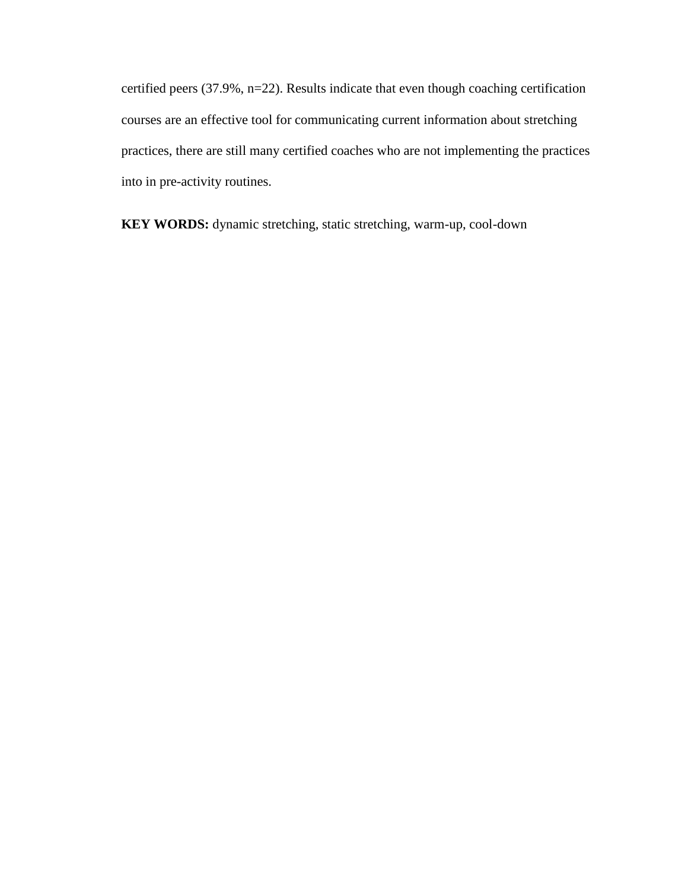certified peers (37.9%, n=22). Results indicate that even though coaching certification courses are an effective tool for communicating current information about stretching practices, there are still many certified coaches who are not implementing the practices into in pre-activity routines.

**KEY WORDS:** dynamic stretching, static stretching, warm-up, cool-down